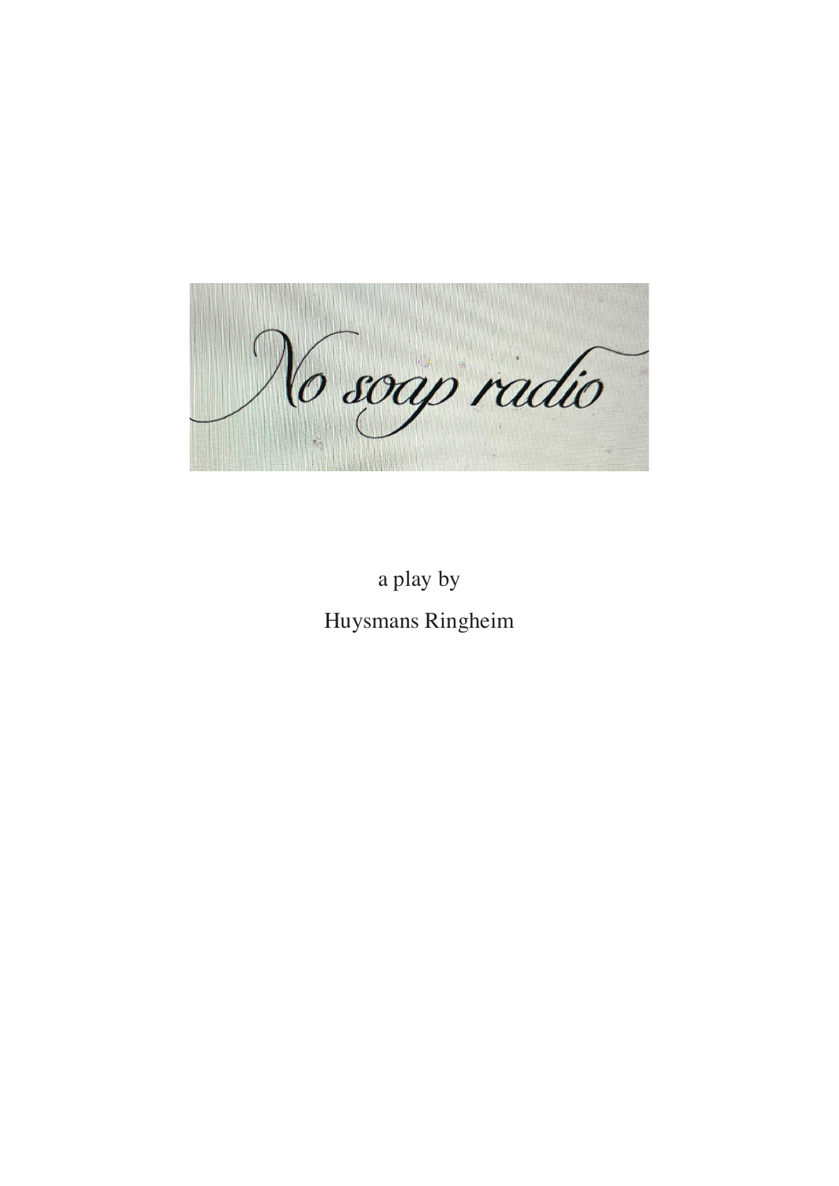# *No soap radio*

a play by

Huysmans Ringheim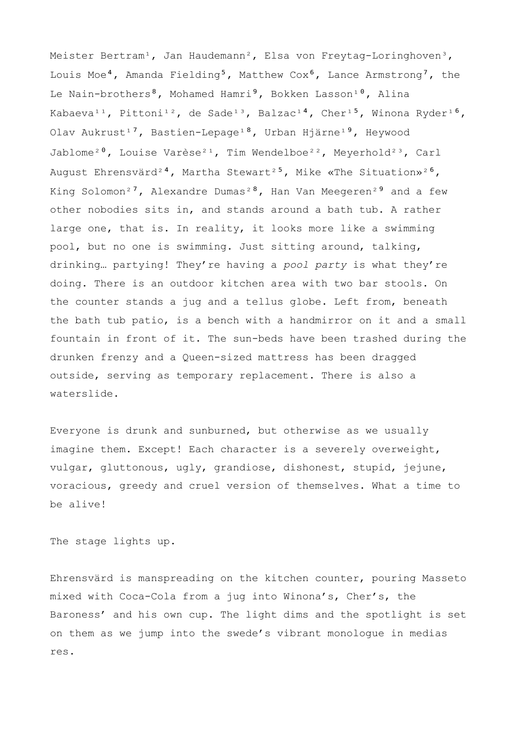Meister Bertram[1], Jan Haudemann[2], Elsa von Freytag-Loringhoven[3], Louis Moe[4], Amanda Fielding[5], Matthew Cox[6], Lance Armstrong[7], the Le Nain-brothers[8], Mohamed Hamri[9], Bokken Lasson[10], Alina Kabaeva[11], Pittoni[12], de Sade[13], Balzac[14], Cher[15], Winona Ryder[16], Olav Aukrust[17], Bastien-Lepage[18], Urban Hjärne[19], Heywood Jablome[20], Louise Varèse[21], Tim Wendelboe[22], Meyerhold[23], Carl August Ehrensvärd[24], Martha Stewart[25], Mike «The Situation»[26], King Solomon[27], Alexandre Dumas[28], Han Van Meegeren[29] and a few other nobodies sits in, and stands around a bath tub. A rather large one, that is. In reality, it looks more like a swimming pool, but no one is swimming. Just sitting around, talking, drinking… partying! They're having a *pool party* is what they're doing. There is an outdoor kitchen area with two bar stools. On the counter stands a jug and a tellus globe. Left from, beneath the bath tub patio, is a bench with a handmirror on it and a small fountain in front of it. The sun-beds have been trashed during the drunken frenzy and a Queen-sized mattress has been dragged outside, serving as temporary replacement. There is also a waterslide.

Everyone is drunk and sunburned, but otherwise as we usually imagine them. Except! Each character is a severely overweight, vulgar, gluttonous, ugly, grandiose, dishonest, stupid, jejune, voracious, greedy and cruel version of themselves. What a time to be alive!

The stage lights up.

Ehrensvärd is manspreading on the kitchen counter, pouring Masseto mixed with Coca-Cola from a jug into Winona's, Cher's, the Baroness' and his own cup. The light dims and the spotlight is set on them as we jump into the swede's vibrant monologue in medias res.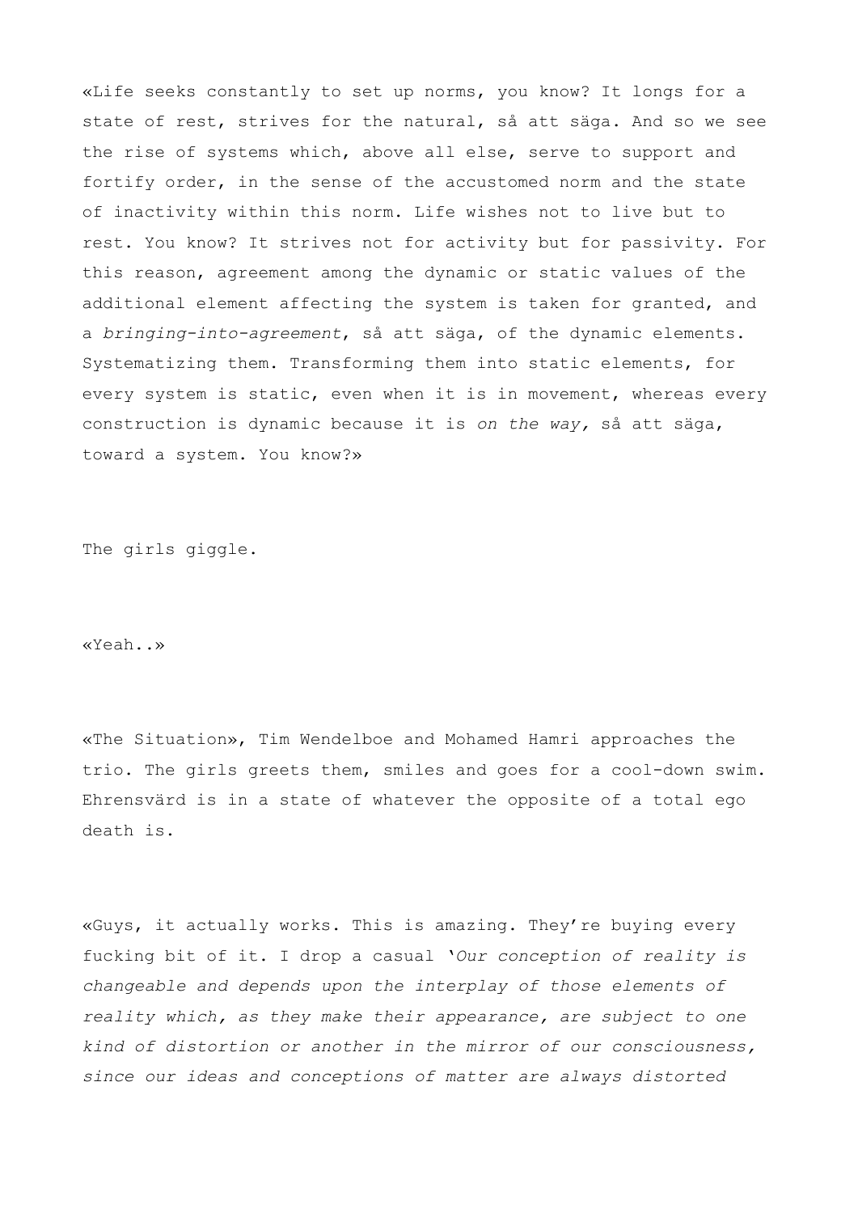«Life seeks constantly to set up norms, you know? It longs for a state of rest, strives for the natural, så att säga. And so we see the rise of systems which, above all else, serve to support and fortify order, in the sense of the accustomed norm and the state of inactivity within this norm. Life wishes not to live but to rest. You know? It strives not for activity but for passivity. For this reason, agreement among the dynamic or static values of the additional element affecting the system is taken for granted, and a *bringing-into-agreement*, så att säga, of the dynamic elements. Systematizing them. Transforming them into static elements, for every system is static, even when it is in movement, whereas every construction is dynamic because it is *on the way,* så att säga, toward a system. You know?»

The girls giggle.

«Yeah..»

«The Situation», Tim Wendelboe and Mohamed Hamri approaches the trio. The girls greets them, smiles and goes for a cool-down swim. Ehrensvärd is in a state of whatever the opposite of a total ego death is.

«Guys, it actually works. This is amazing. They're buying every fucking bit of it. I drop a casual '*Our conception of reality is changeable and depends upon the interplay of those elements of reality which, as they make their appearance, are subject to one kind of distortion or another in the mirror of our consciousness, since our ideas and conceptions of matter are always distorted*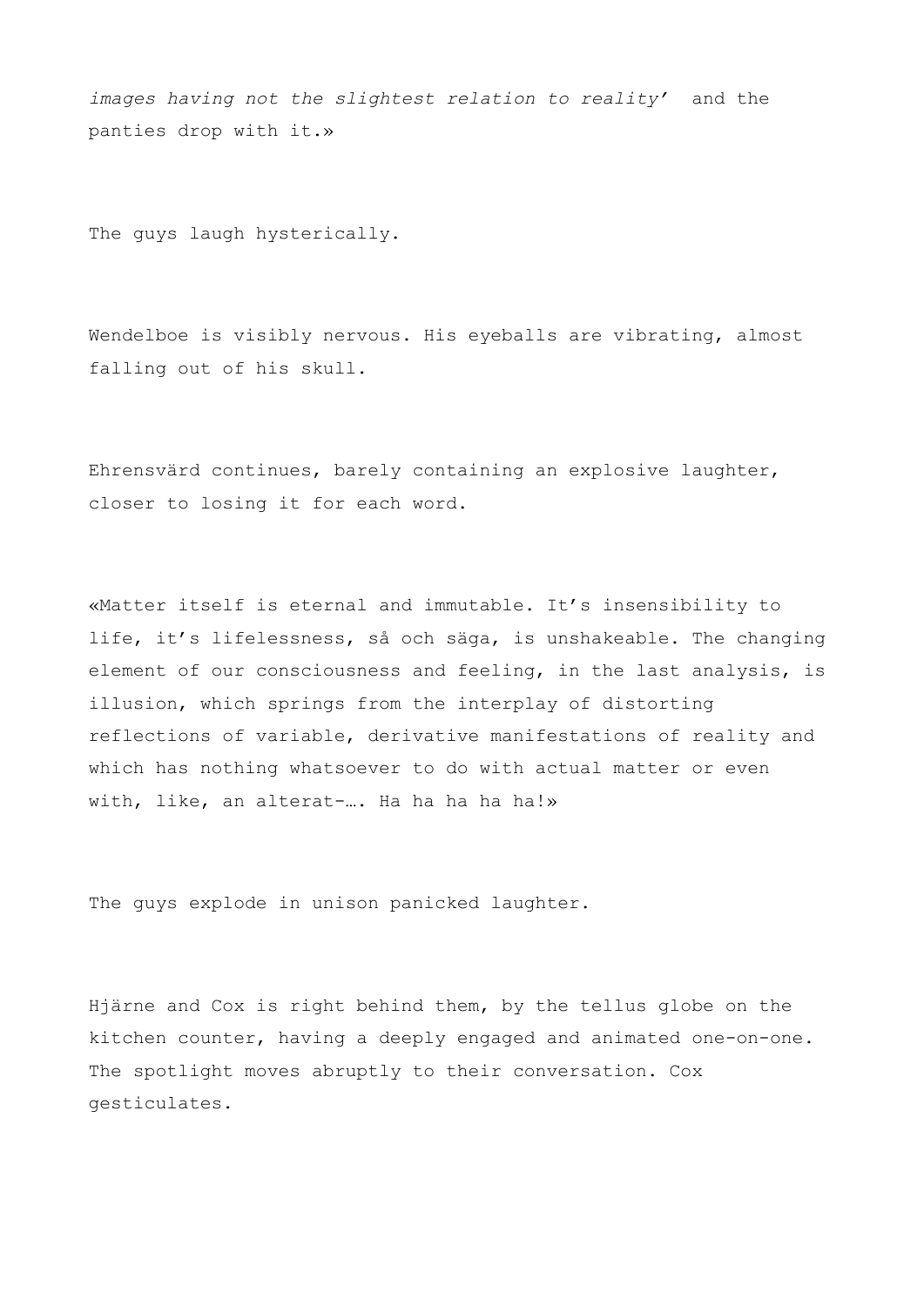*images having not the slightest relation to reality'* and the panties drop with it.»

The guys laugh hysterically.

Wendelboe is visibly nervous. His eyeballs are vibrating, almost falling out of his skull.

Ehrensvärd continues, barely containing an explosive laughter, closer to losing it for each word.

«Matter itself is eternal and immutable. It's insensibility to life, it's lifelessness, så och säga, is unshakeable. The changing element of our consciousness and feeling, in the last analysis, is illusion, which springs from the interplay of distorting reflections of variable, derivative manifestations of reality and which has nothing whatsoever to do with actual matter or even with, like, an alterat-…. Ha ha ha ha ha!»

The guys explode in unison panicked laughter.

Hjärne and Cox is right behind them, by the tellus globe on the kitchen counter, having a deeply engaged and animated one-on-one. The spotlight moves abruptly to their conversation. Cox gesticulates.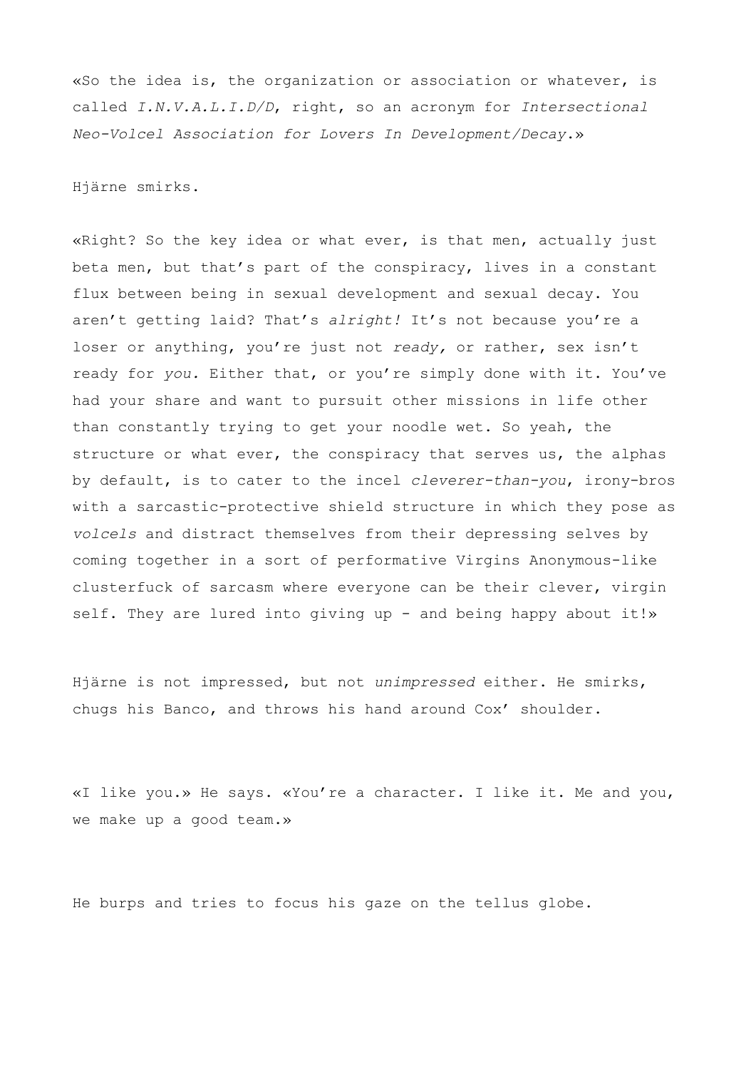«So the idea is, the organization or association or whatever, is called *I.N.V.A.L.I.D/D*, right, so an acronym for *Intersectional Neo-Volcel Association for Lovers In Development/Decay*.»

Hjärne smirks.

«Right? So the key idea or what ever, is that men, actually just beta men, but that's part of the conspiracy, lives in a constant flux between being in sexual development and sexual decay. You aren't getting laid? That's *alright!* It's not because you're a loser or anything, you're just not *ready,* or rather, sex isn't ready for *you.* Either that, or you're simply done with it. You've had your share and want to pursuit other missions in life other than constantly trying to get your noodle wet. So yeah, the structure or what ever, the conspiracy that serves us, the alphas by default, is to cater to the incel *cleverer-than-you*, irony-bros with a sarcastic-protective shield structure in which they pose as *volcels* and distract themselves from their depressing selves by coming together in a sort of performative Virgins Anonymous-like clusterfuck of sarcasm where everyone can be their clever, virgin self. They are lured into giving up - and being happy about it!»

Hjärne is not impressed, but not *unimpressed* either. He smirks, chugs his Banco, and throws his hand around Cox' shoulder.

«I like you.» He says. «You're a character. I like it. Me and you, we make up a good team.»

He burps and tries to focus his gaze on the tellus globe.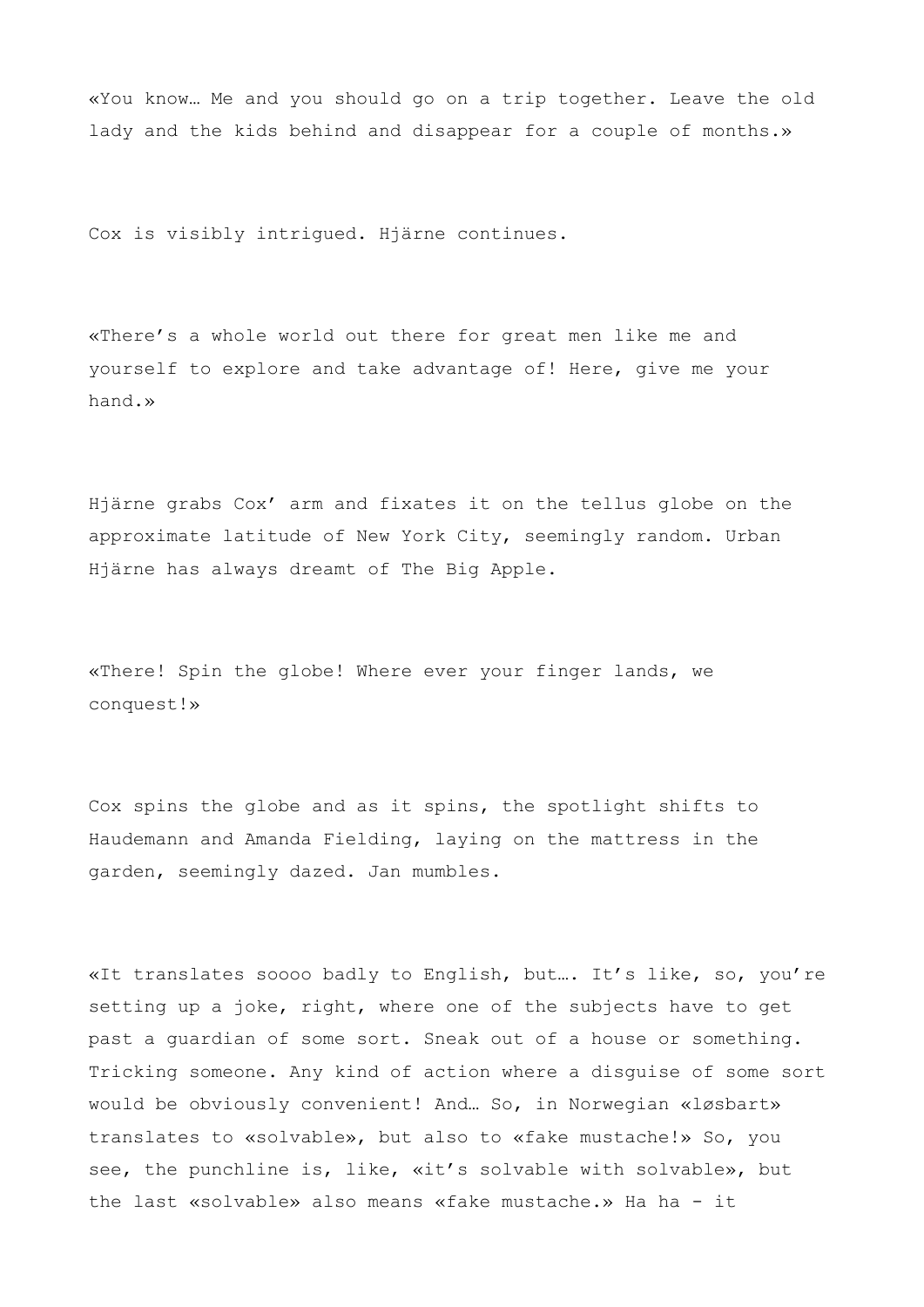«You know… Me and you should go on a trip together. Leave the old lady and the kids behind and disappear for a couple of months.»

Cox is visibly intrigued. Hjärne continues.

«There's a whole world out there for great men like me and yourself to explore and take advantage of! Here, give me your hand.»

Hjärne grabs Cox' arm and fixates it on the tellus globe on the approximate latitude of New York City, seemingly random. Urban Hjärne has always dreamt of The Big Apple.

«There! Spin the globe! Where ever your finger lands, we conquest!»

Cox spins the globe and as it spins, the spotlight shifts to Haudemann and Amanda Fielding, laying on the mattress in the garden, seemingly dazed. Jan mumbles.

«It translates soooo badly to English, but…. It's like, so, you're setting up a joke, right, where one of the subjects have to get past a guardian of some sort. Sneak out of a house or something. Tricking someone. Any kind of action where a disguise of some sort would be obviously convenient! And… So, in Norwegian «løsbart» translates to «solvable», but also to «fake mustache!» So, you see, the punchline is, like, «it's solvable with solvable», but the last «solvable» also means «fake mustache.» Ha ha - it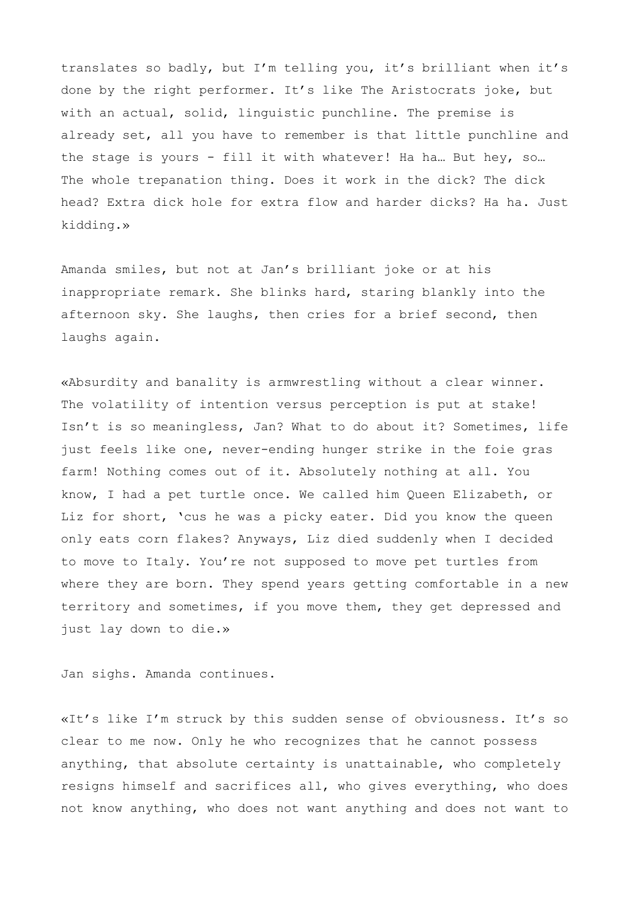translates so badly, but I'm telling you, it's brilliant when it's done by the right performer. It's like The Aristocrats joke, but with an actual, solid, linguistic punchline. The premise is already set, all you have to remember is that little punchline and the stage is yours - fill it with whatever! Ha ha… But hey, so… The whole trepanation thing. Does it work in the dick? The dick head? Extra dick hole for extra flow and harder dicks? Ha ha. Just kidding.»

Amanda smiles, but not at Jan's brilliant joke or at his inappropriate remark. She blinks hard, staring blankly into the afternoon sky. She laughs, then cries for a brief second, then laughs again.

«Absurdity and banality is armwrestling without a clear winner. The volatility of intention versus perception is put at stake! Isn't is so meaningless, Jan? What to do about it? Sometimes, life just feels like one, never-ending hunger strike in the foie gras farm! Nothing comes out of it. Absolutely nothing at all. You know, I had a pet turtle once. We called him Queen Elizabeth, or Liz for short, 'cus he was a picky eater. Did you know the queen only eats corn flakes? Anyways, Liz died suddenly when I decided to move to Italy. You're not supposed to move pet turtles from where they are born. They spend years getting comfortable in a new territory and sometimes, if you move them, they get depressed and just lay down to die.»

Jan sighs. Amanda continues.

«It's like I'm struck by this sudden sense of obviousness. It's so clear to me now. Only he who recognizes that he cannot possess anything, that absolute certainty is unattainable, who completely resigns himself and sacrifices all, who gives everything, who does not know anything, who does not want anything and does not want to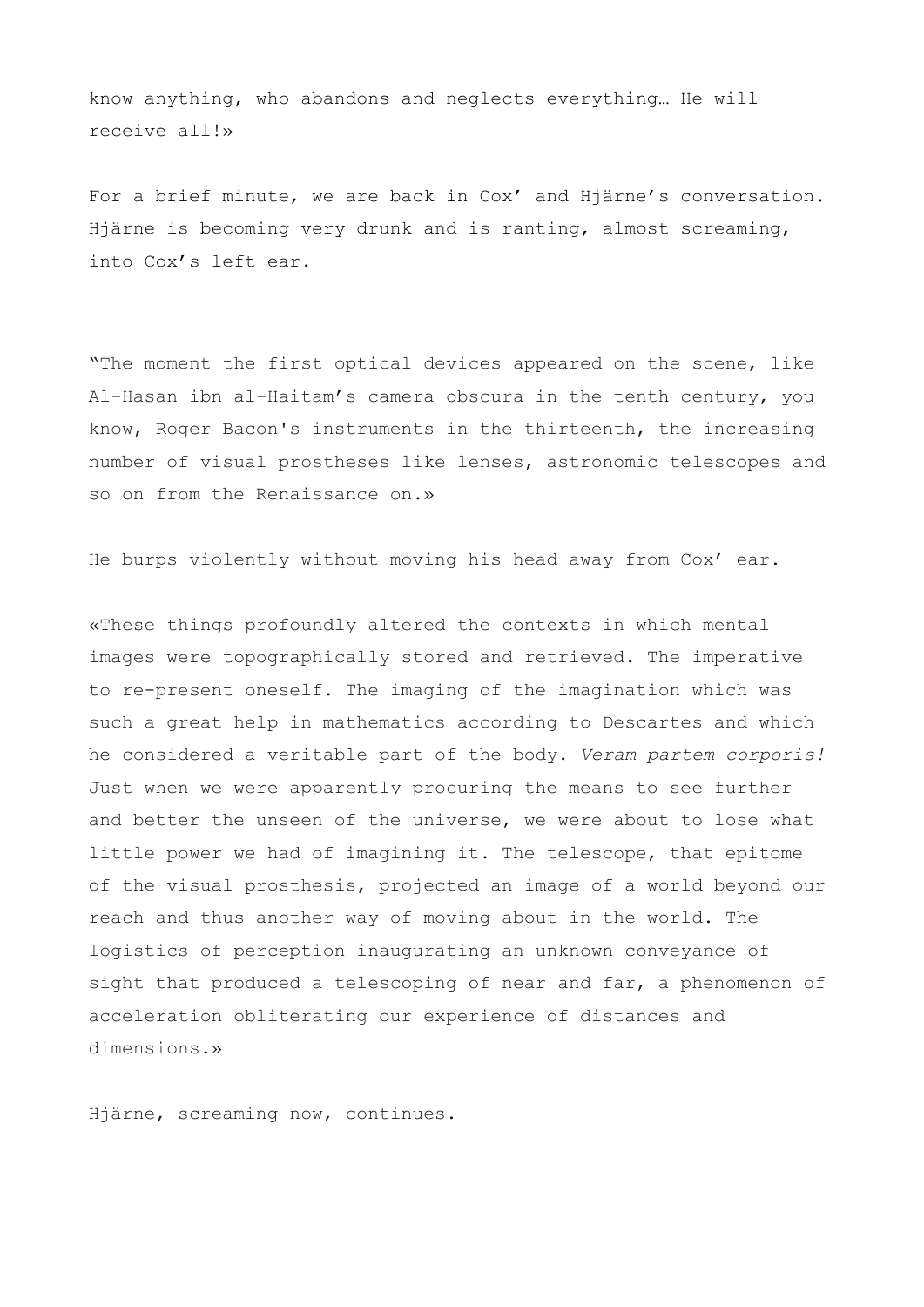know anything, who abandons and neglects everything… He will receive all!»

For a brief minute, we are back in Cox' and Hjärne's conversation. Hjärne is becoming very drunk and is ranting, almost screaming, into Cox's left ear.

"The moment the first optical devices appeared on the scene, like Al-Hasan ibn al-Haitam's camera obscura in the tenth century, you know, Roger Bacon's instruments in the thirteenth, the increasing number of visual prostheses like lenses, astronomic telescopes and so on from the Renaissance on.»

He burps violently without moving his head away from Cox' ear.

«These things profoundly altered the contexts in which mental images were topographically stored and retrieved. The imperative to re-present oneself. The imaging of the imagination which was such a great help in mathematics according to Descartes and which he considered a veritable part of the body. *Veram partem corporis!* Just when we were apparently procuring the means to see further and better the unseen of the universe, we were about to lose what little power we had of imagining it. The telescope, that epitome of the visual prosthesis, projected an image of a world beyond our reach and thus another way of moving about in the world. The logistics of perception inaugurating an unknown conveyance of sight that produced a telescoping of near and far, a phenomenon of acceleration obliterating our experience of distances and dimensions.»

Hjärne, screaming now, continues.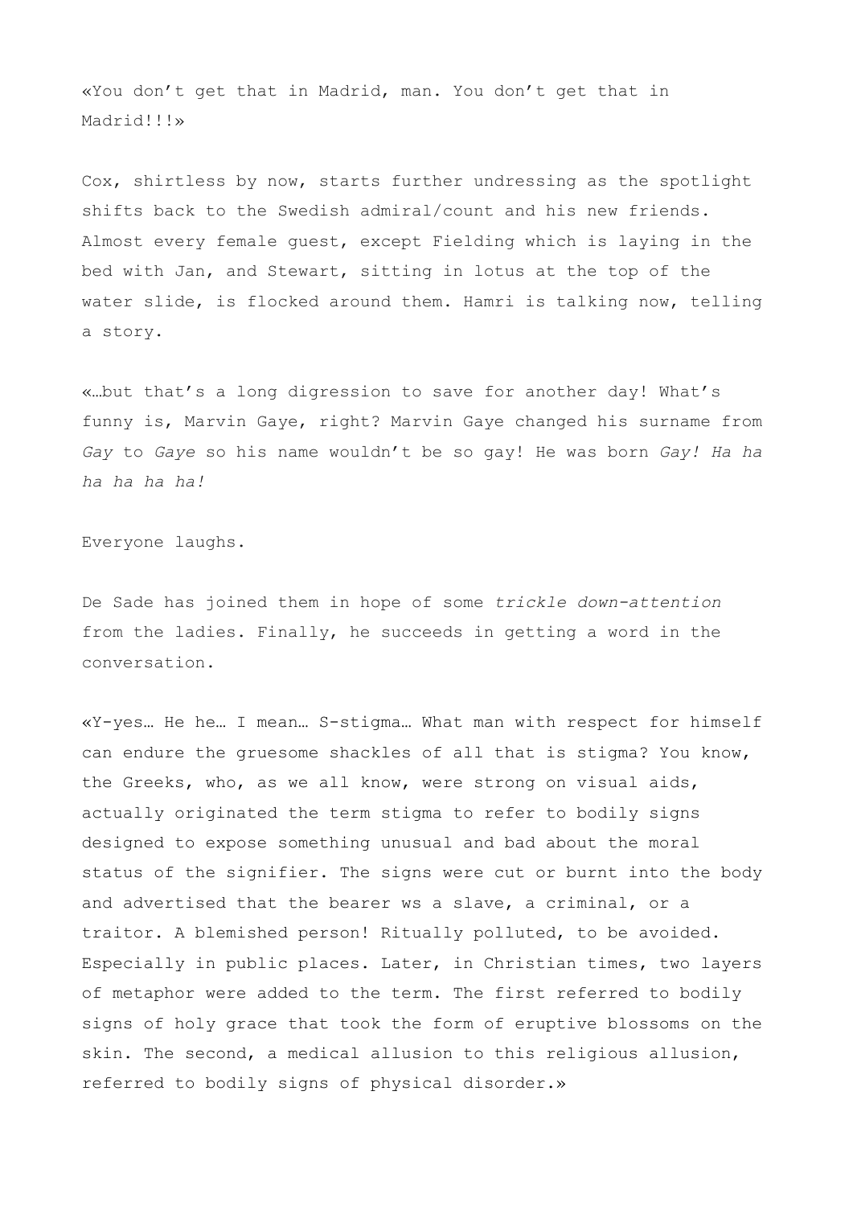«You don't get that in Madrid, man. You don't get that in Madrid!!!»

Cox, shirtless by now, starts further undressing as the spotlight shifts back to the Swedish admiral/count and his new friends. Almost every female guest, except Fielding which is laying in the bed with Jan, and Stewart, sitting in lotus at the top of the water slide, is flocked around them. Hamri is talking now, telling a story.

«…but that's a long digression to save for another day! What's funny is, Marvin Gaye, right? Marvin Gaye changed his surname from *Gay* to *Gaye* so his name wouldn't be so gay! He was born *Gay! Ha ha ha ha ha ha!*

Everyone laughs.

De Sade has joined them in hope of some *trickle down-attention* from the ladies. Finally, he succeeds in getting a word in the conversation.

«Y-yes… He he… I mean… S-stigma… What man with respect for himself can endure the gruesome shackles of all that is stigma? You know, the Greeks, who, as we all know, were strong on visual aids, actually originated the term stigma to refer to bodily signs designed to expose something unusual and bad about the moral status of the signifier. The signs were cut or burnt into the body and advertised that the bearer ws a slave, a criminal, or a traitor. A blemished person! Ritually polluted, to be avoided. Especially in public places. Later, in Christian times, two layers of metaphor were added to the term. The first referred to bodily signs of holy grace that took the form of eruptive blossoms on the skin. The second, a medical allusion to this religious allusion, referred to bodily signs of physical disorder.»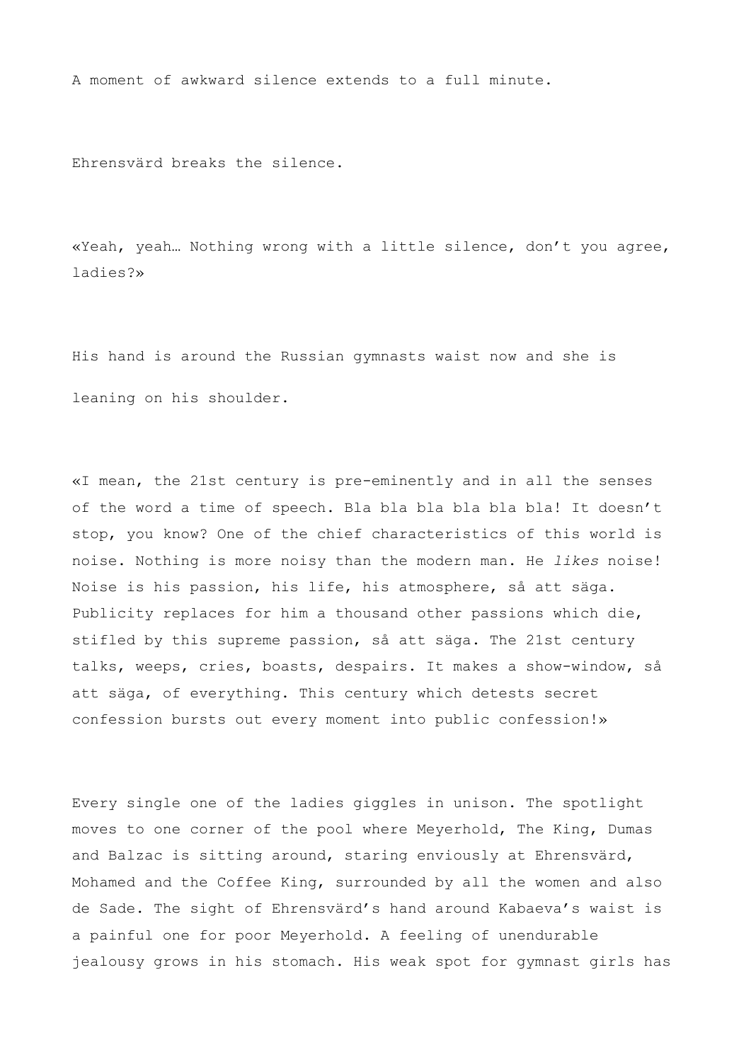A moment of awkward silence extends to a full minute.

Ehrensvärd breaks the silence.

«Yeah, yeah… Nothing wrong with a little silence, don't you agree, ladies?»

His hand is around the Russian gymnasts waist now and she is leaning on his shoulder.

«I mean, the 21st century is pre-eminently and in all the senses of the word a time of speech. Bla bla bla bla bla bla! It doesn't stop, you know? One of the chief characteristics of this world is noise. Nothing is more noisy than the modern man. He *likes* noise! Noise is his passion, his life, his atmosphere, så att säga. Publicity replaces for him a thousand other passions which die, stifled by this supreme passion, så att säga. The 21st century talks, weeps, cries, boasts, despairs. It makes a show-window, så att säga, of everything. This century which detests secret confession bursts out every moment into public confession!»

Every single one of the ladies giggles in unison. The spotlight moves to one corner of the pool where Meyerhold, The King, Dumas and Balzac is sitting around, staring enviously at Ehrensvärd, Mohamed and the Coffee King, surrounded by all the women and also de Sade. The sight of Ehrensvärd's hand around Kabaeva's waist is a painful one for poor Meyerhold. A feeling of unendurable jealousy grows in his stomach. His weak spot for gymnast girls has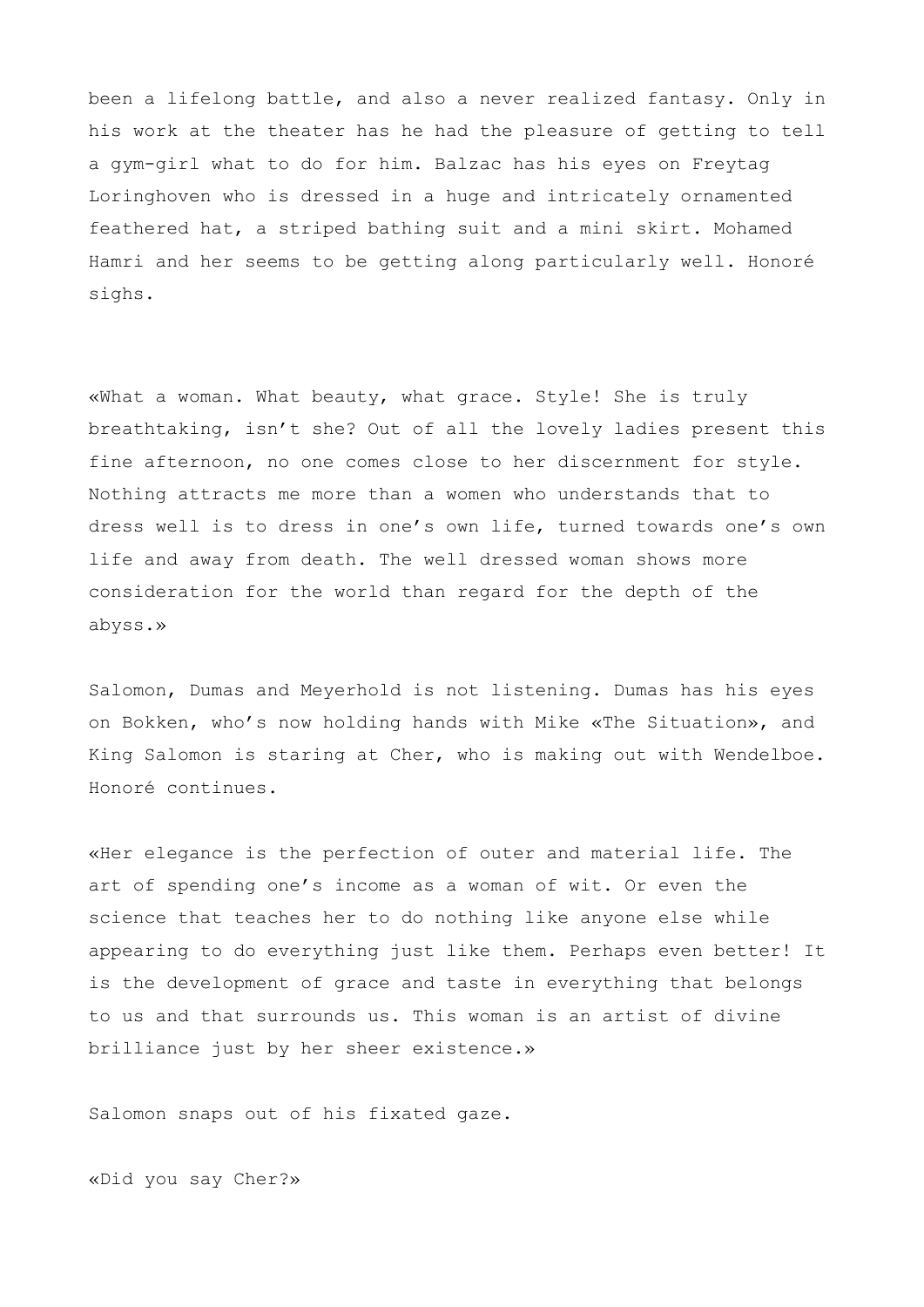been a lifelong battle, and also a never realized fantasy. Only in his work at the theater has he had the pleasure of getting to tell a gym-girl what to do for him. Balzac has his eyes on Freytag Loringhoven who is dressed in a huge and intricately ornamented feathered hat, a striped bathing suit and a mini skirt. Mohamed Hamri and her seems to be getting along particularly well. Honoré sighs.

«What a woman. What beauty, what grace. Style! She is truly breathtaking, isn't she? Out of all the lovely ladies present this fine afternoon, no one comes close to her discernment for style. Nothing attracts me more than a women who understands that to dress well is to dress in one's own life, turned towards one's own life and away from death. The well dressed woman shows more consideration for the world than regard for the depth of the abyss.»

Salomon, Dumas and Meyerhold is not listening. Dumas has his eyes on Bokken, who's now holding hands with Mike «The Situation», and King Salomon is staring at Cher, who is making out with Wendelboe. Honoré continues.

«Her elegance is the perfection of outer and material life. The art of spending one's income as a woman of wit. Or even the science that teaches her to do nothing like anyone else while appearing to do everything just like them. Perhaps even better! It is the development of grace and taste in everything that belongs to us and that surrounds us. This woman is an artist of divine brilliance just by her sheer existence.»

Salomon snaps out of his fixated gaze.

«Did you say Cher?»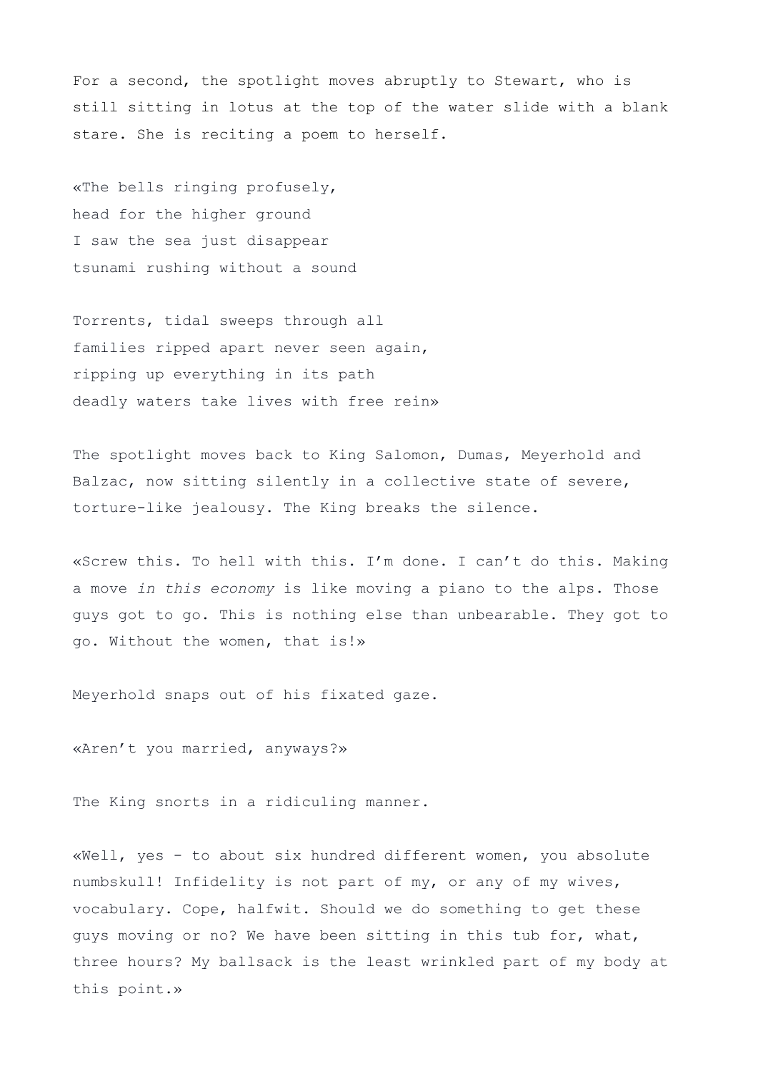For a second, the spotlight moves abruptly to Stewart, who is still sitting in lotus at the top of the water slide with a blank stare. She is reciting a poem to herself.

«The bells ringing profusely,
head for the higher ground
I saw the sea just disappear
tsunami rushing without a sound

Torrents, tidal sweeps through all
families ripped apart never seen again,
ripping up everything in its path
deadly waters take lives with free rein»

The spotlight moves back to King Salomon, Dumas, Meyerhold and Balzac, now sitting silently in a collective state of severe, torture-like jealousy. The King breaks the silence.

«Screw this. To hell with this. I'm done. I can't do this. Making a move *in this economy* is like moving a piano to the alps. Those guys got to go. This is nothing else than unbearable. They got to go. Without the women, that is!»

Meyerhold snaps out of his fixated gaze.

«Aren't you married, anyways?»

The King snorts in a ridiculing manner.

«Well, yes - to about six hundred different women, you absolute numbskull! Infidelity is not part of my, or any of my wives, vocabulary. Cope, halfwit. Should we do something to get these guys moving or no? We have been sitting in this tub for, what, three hours? My ballsack is the least wrinkled part of my body at this point.»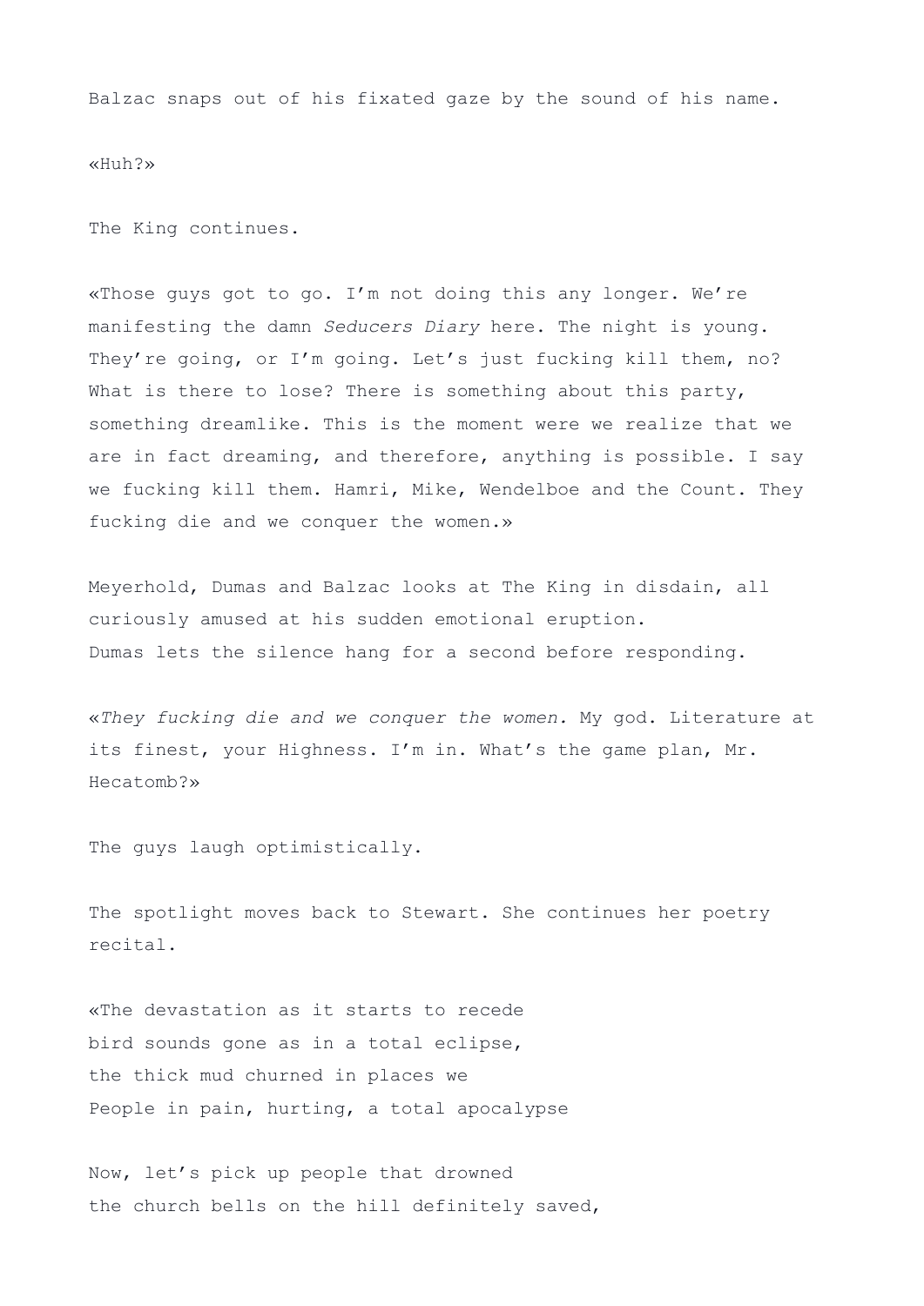Balzac snaps out of his fixated gaze by the sound of his name.

«Huh?»

The King continues.

«Those guys got to go. I'm not doing this any longer. We're manifesting the damn *Seducers Diary* here. The night is young. They're going, or I'm going. Let's just fucking kill them, no? What is there to lose? There is something about this party, something dreamlike. This is the moment were we realize that we are in fact dreaming, and therefore, anything is possible. I say we fucking kill them. Hamri, Mike, Wendelboe and the Count. They fucking die and we conquer the women.»

Meyerhold, Dumas and Balzac looks at The King in disdain, all curiously amused at his sudden emotional eruption.
Dumas lets the silence hang for a second before responding.

«*They fucking die and we conquer the women.* My god. Literature at its finest, your Highness. I'm in. What's the game plan, Mr. Hecatomb?»

The guys laugh optimistically.

The spotlight moves back to Stewart. She continues her poetry recital.

«The devastation as it starts to recede
bird sounds gone as in a total eclipse,
the thick mud churned in places we
People in pain, hurting, a total apocalypse

Now, let's pick up people that drowned
the church bells on the hill definitely saved,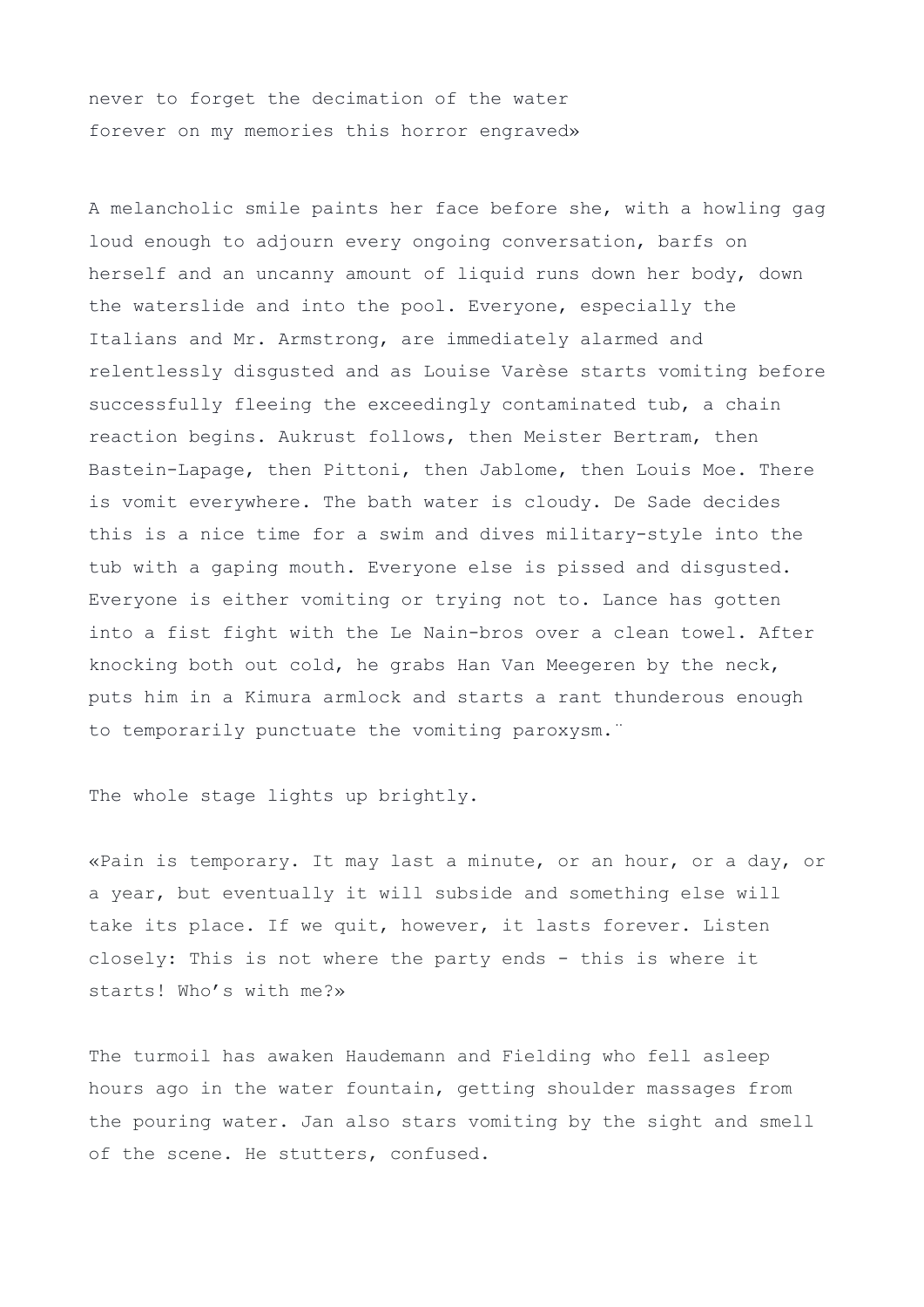never to forget the decimation of the water
forever on my memories this horror engraved»

A melancholic smile paints her face before she, with a howling gag loud enough to adjourn every ongoing conversation, barfs on herself and an uncanny amount of liquid runs down her body, down the waterslide and into the pool. Everyone, especially the Italians and Mr. Armstrong, are immediately alarmed and relentlessly disgusted and as Louise Varèse starts vomiting before successfully fleeing the exceedingly contaminated tub, a chain reaction begins. Aukrust follows, then Meister Bertram, then Bastein-Lapage, then Pittoni, then Jablome, then Louis Moe. There is vomit everywhere. The bath water is cloudy. De Sade decides this is a nice time for a swim and dives military-style into the tub with a gaping mouth. Everyone else is pissed and disgusted. Everyone is either vomiting or trying not to. Lance has gotten into a fist fight with the Le Nain-bros over a clean towel. After knocking both out cold, he grabs Han Van Meegeren by the neck, puts him in a Kimura armlock and starts a rant thunderous enough to temporarily punctuate the vomiting paroxysm.¨

The whole stage lights up brightly.

«Pain is temporary. It may last a minute, or an hour, or a day, or a year, but eventually it will subside and something else will take its place. If we quit, however, it lasts forever. Listen closely: This is not where the party ends - this is where it starts! Who's with me?»

The turmoil has awaken Haudemann and Fielding who fell asleep hours ago in the water fountain, getting shoulder massages from the pouring water. Jan also stars vomiting by the sight and smell of the scene. He stutters, confused.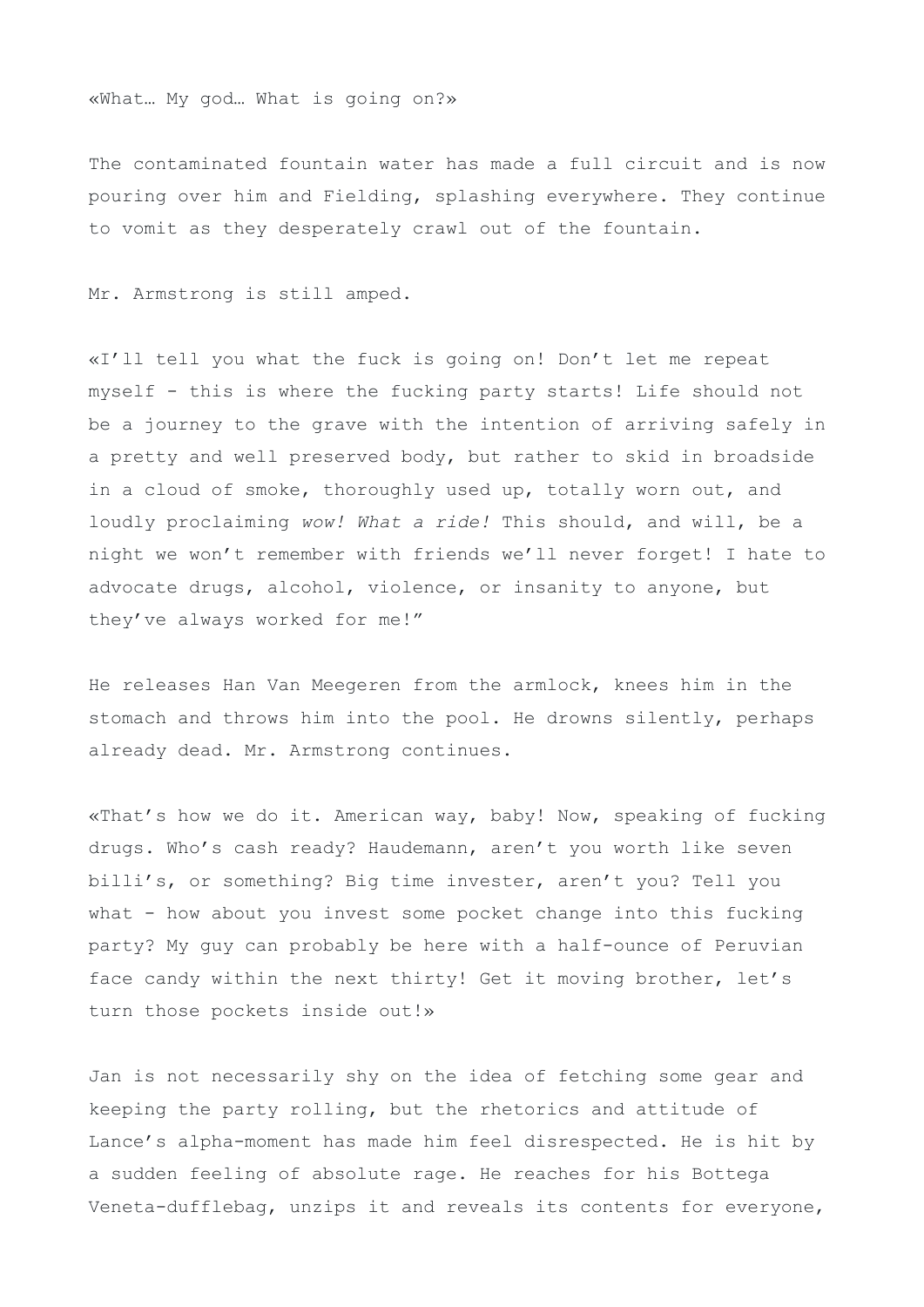«What… My god… What is going on?»

The contaminated fountain water has made a full circuit and is now pouring over him and Fielding, splashing everywhere. They continue to vomit as they desperately crawl out of the fountain.

Mr. Armstrong is still amped.

«I'll tell you what the fuck is going on! Don't let me repeat myself - this is where the fucking party starts! Life should not be a journey to the grave with the intention of arriving safely in a pretty and well preserved body, but rather to skid in broadside in a cloud of smoke, thoroughly used up, totally worn out, and loudly proclaiming *wow! What a ride!* This should, and will, be a night we won't remember with friends we'll never forget! I hate to advocate drugs, alcohol, violence, or insanity to anyone, but they've always worked for me!"

He releases Han Van Meegeren from the armlock, knees him in the stomach and throws him into the pool. He drowns silently, perhaps already dead. Mr. Armstrong continues.

«That's how we do it. American way, baby! Now, speaking of fucking drugs. Who's cash ready? Haudemann, aren't you worth like seven billi's, or something? Big time invester, aren't you? Tell you what - how about you invest some pocket change into this fucking party? My guy can probably be here with a half-ounce of Peruvian face candy within the next thirty! Get it moving brother, let's turn those pockets inside out!»

Jan is not necessarily shy on the idea of fetching some gear and keeping the party rolling, but the rhetorics and attitude of Lance's alpha-moment has made him feel disrespected. He is hit by a sudden feeling of absolute rage. He reaches for his Bottega Veneta-dufflebag, unzips it and reveals its contents for everyone,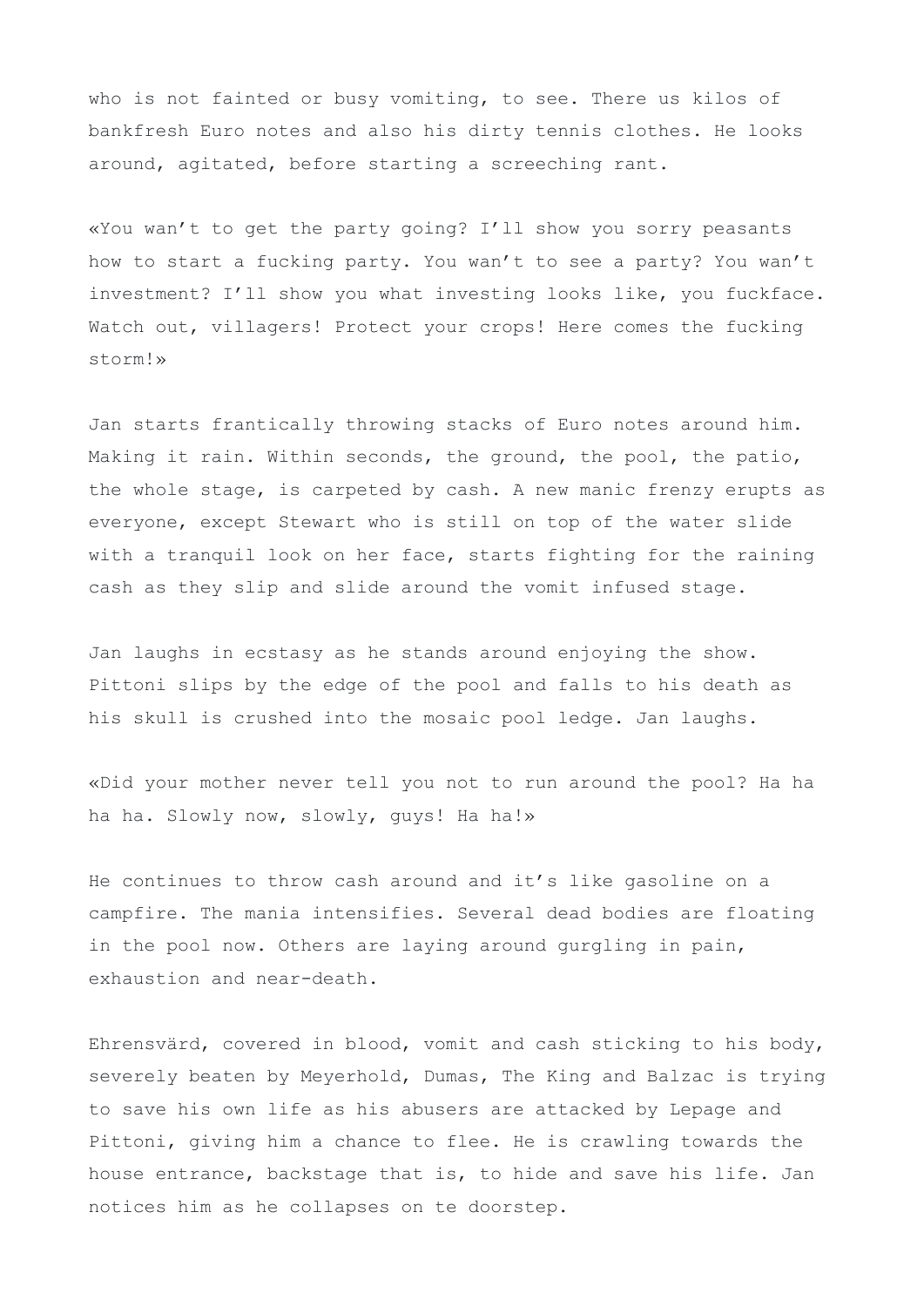who is not fainted or busy vomiting, to see. There us kilos of bankfresh Euro notes and also his dirty tennis clothes. He looks around, agitated, before starting a screeching rant.

«You wan't to get the party going? I'll show you sorry peasants how to start a fucking party. You wan't to see a party? You wan't investment? I'll show you what investing looks like, you fuckface. Watch out, villagers! Protect your crops! Here comes the fucking storm!»

Jan starts frantically throwing stacks of Euro notes around him. Making it rain. Within seconds, the ground, the pool, the patio, the whole stage, is carpeted by cash. A new manic frenzy erupts as everyone, except Stewart who is still on top of the water slide with a tranquil look on her face, starts fighting for the raining cash as they slip and slide around the vomit infused stage.

Jan laughs in ecstasy as he stands around enjoying the show. Pittoni slips by the edge of the pool and falls to his death as his skull is crushed into the mosaic pool ledge. Jan laughs.

«Did your mother never tell you not to run around the pool? Ha ha ha ha. Slowly now, slowly, guys! Ha ha!»

He continues to throw cash around and it's like gasoline on a campfire. The mania intensifies. Several dead bodies are floating in the pool now. Others are laying around gurgling in pain, exhaustion and near-death.

Ehrensvärd, covered in blood, vomit and cash sticking to his body, severely beaten by Meyerhold, Dumas, The King and Balzac is trying to save his own life as his abusers are attacked by Lepage and Pittoni, giving him a chance to flee. He is crawling towards the house entrance, backstage that is, to hide and save his life. Jan notices him as he collapses on te doorstep.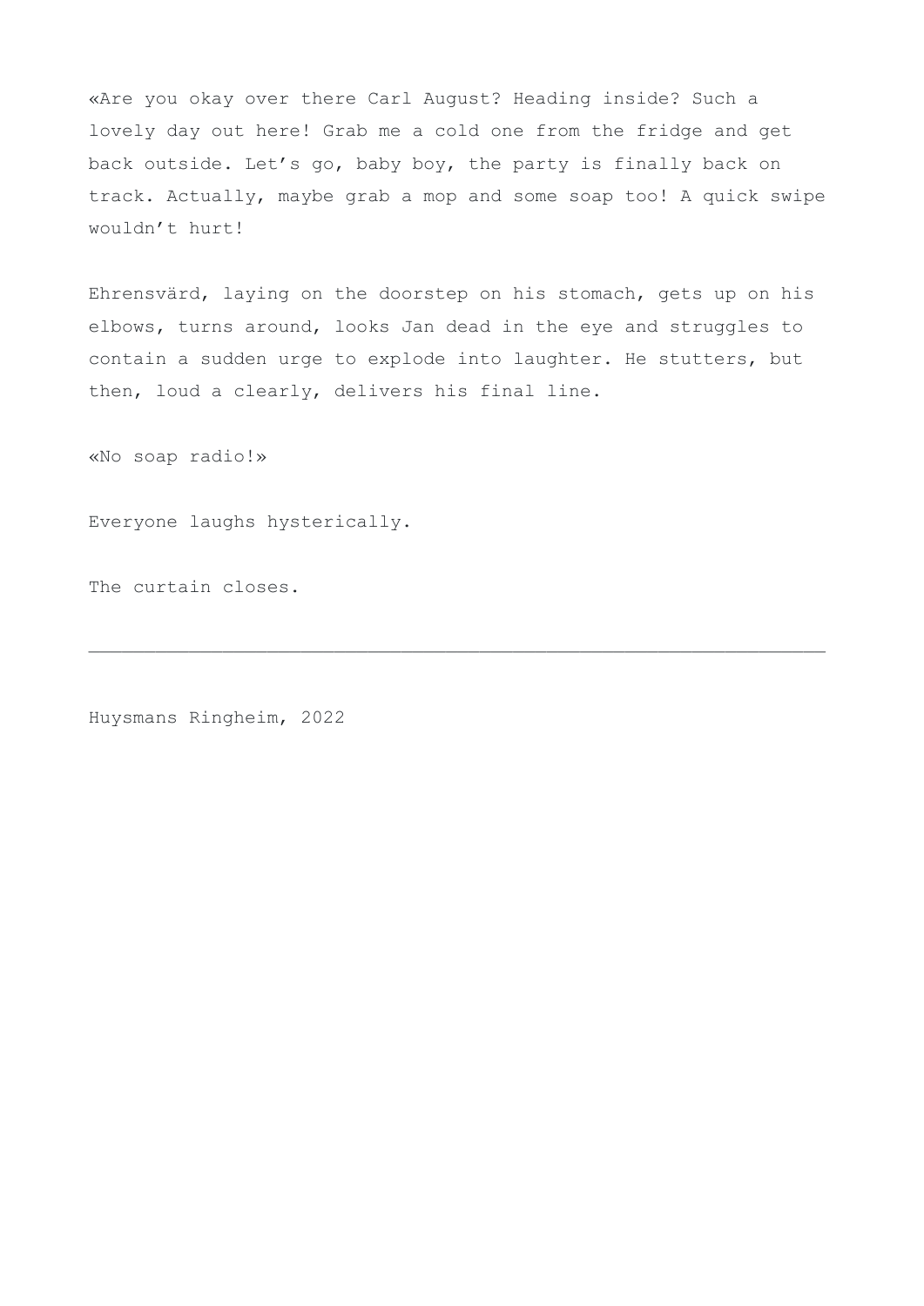«Are you okay over there Carl August? Heading inside? Such a lovely day out here! Grab me a cold one from the fridge and get back outside. Let's go, baby boy, the party is finally back on track. Actually, maybe grab a mop and some soap too! A quick swipe wouldn't hurt!

Ehrensvärd, laying on the doorstep on his stomach, gets up on his elbows, turns around, looks Jan dead in the eye and struggles to contain a sudden urge to explode into laughter. He stutters, but then, loud a clearly, delivers his final line.

«No soap radio!»

Everyone laughs hysterically.

The curtain closes.

---

Huysmans Ringheim, 2022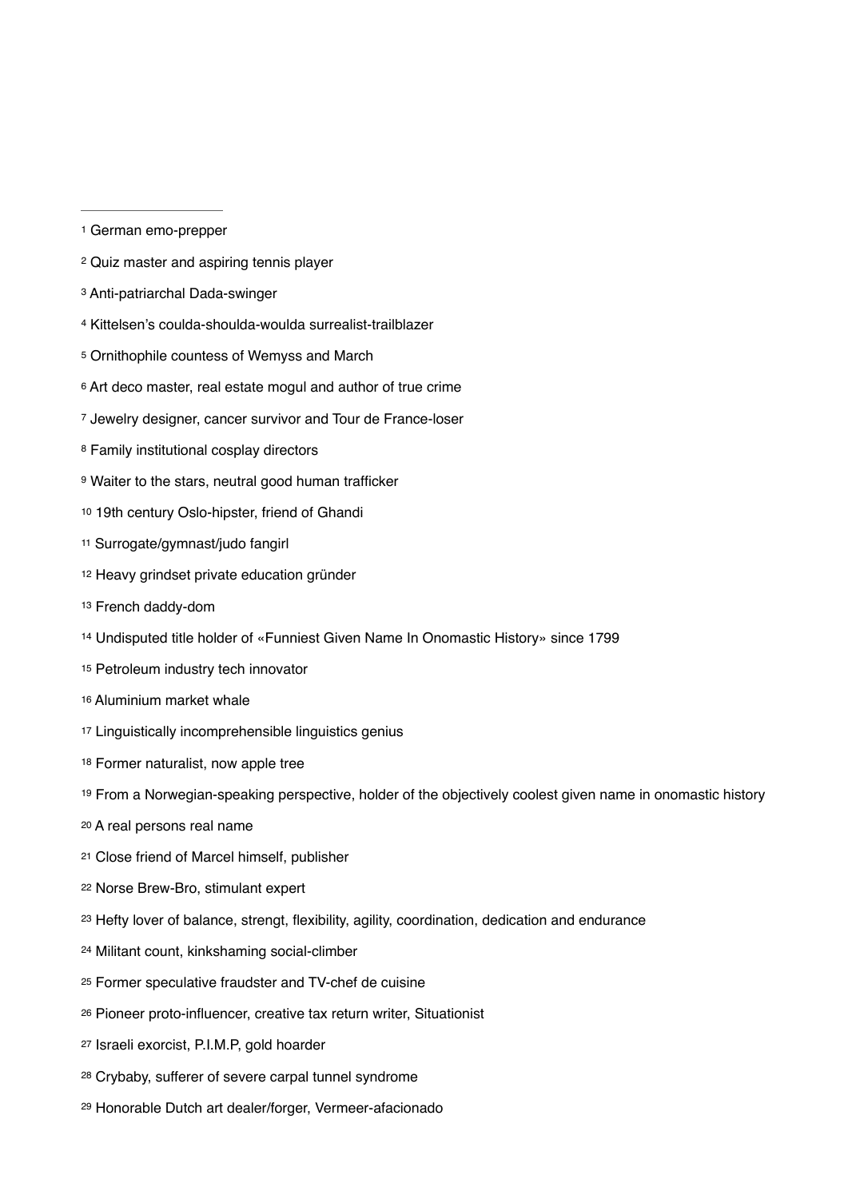---

[1] German emo-prepper

[2] Quiz master and aspiring tennis player

[3] Anti-patriarchal Dada-swinger

[4] Kittelsen's coulda-shoulda-woulda surrealist-trailblazer

[5] Ornithophile countess of Wemyss and March

[6] Art deco master, real estate mogul and author of true crime

[7] Jewelry designer, cancer survivor and Tour de France-loser

[8] Family institutional cosplay directors

[9] Waiter to the stars, neutral good human trafficker

[10] 19th century Oslo-hipster, friend of Ghandi

[11] Surrogate/gymnast/judo fangirl

[12] Heavy grindset private education gründer

[13] French daddy-dom

[14] Undisputed title holder of «Funniest Given Name In Onomastic History» since 1799

[15] Petroleum industry tech innovator

[16] Aluminium market whale

[17] Linguistically incomprehensible linguistics genius

[18] Former naturalist, now apple tree

[19] From a Norwegian-speaking perspective, holder of the objectively coolest given name in onomastic history

[20] A real persons real name

[21] Close friend of Marcel himself, publisher

[22] Norse Brew-Bro, stimulant expert

[23] Hefty lover of balance, strengt, flexibility, agility, coordination, dedication and endurance

[24] Militant count, kinkshaming social-climber

[25] Former speculative fraudster and TV-chef de cuisine

[26] Pioneer proto-influencer, creative tax return writer, Situationist

[27] Israeli exorcist, P.I.M.P, gold hoarder

[28] Crybaby, sufferer of severe carpal tunnel syndrome

[29] Honorable Dutch art dealer/forger, Vermeer-afacionado